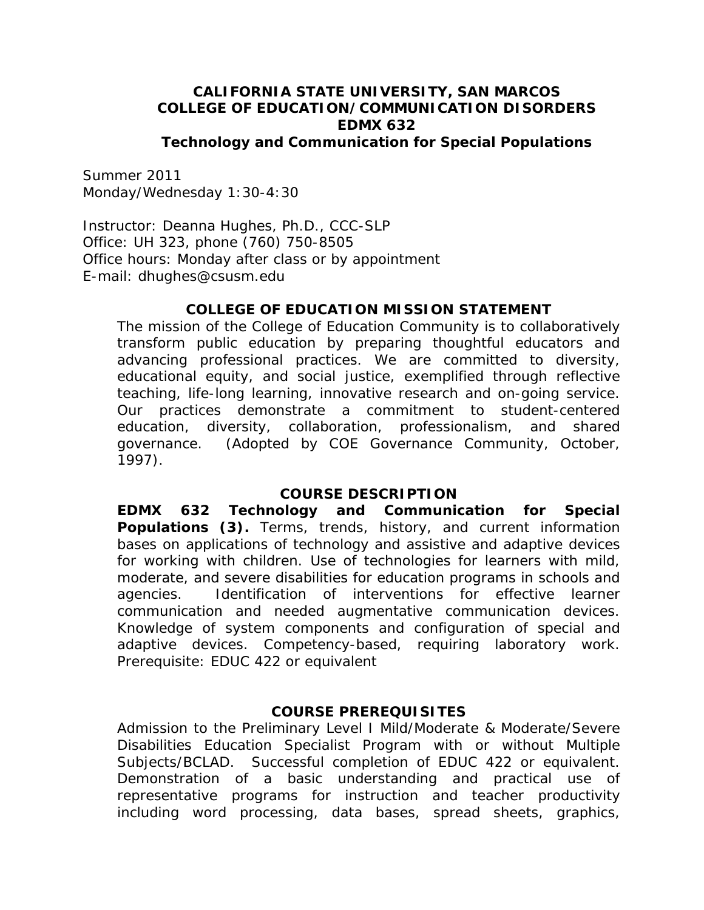# CALIFORNIA STATE UNIVERSITY, SAN MARCOS
## COLLEGE OF EDUCATION/COMMUNICATION DISORDERS
## EDMX 632
## Technology and Communication for Special Populations

Summer 2011
Monday/Wednesday 1:30-4:30

Instructor: Deanna Hughes, Ph.D., CCC-SLP
Office: UH 323, phone (760) 750-8505
Office hours: Monday after class or by appointment
E-mail: dhughes@csusm.edu

### COLLEGE OF EDUCATION MISSION STATEMENT

The mission of the College of Education Community is to collaboratively transform public education by preparing thoughtful educators and advancing professional practices. We are committed to diversity, educational equity, and social justice, exemplified through reflective teaching, life-long learning, innovative research and on-going service. Our practices demonstrate a commitment to student-centered education, diversity, collaboration, professionalism, and shared governance. (Adopted by COE Governance Community, October, 1997).

### COURSE DESCRIPTION

**EDMX 632 Technology and Communication for Special Populations (3).** Terms, trends, history, and current information bases on applications of technology and assistive and adaptive devices for working with children. Use of technologies for learners with mild, moderate, and severe disabilities for education programs in schools and agencies. Identification of interventions for effective learner communication and needed augmentative communication devices. Knowledge of system components and configuration of special and adaptive devices. Competency-based, requiring laboratory work. Prerequisite: EDUC 422 or equivalent

### COURSE PREREQUISITES

Admission to the Preliminary Level I Mild/Moderate & Moderate/Severe Disabilities Education Specialist Program with or without Multiple Subjects/BCLAD. Successful completion of EDUC 422 or equivalent. Demonstration of a basic understanding and practical use of representative programs for instruction and teacher productivity including word processing, data bases, spread sheets, graphics,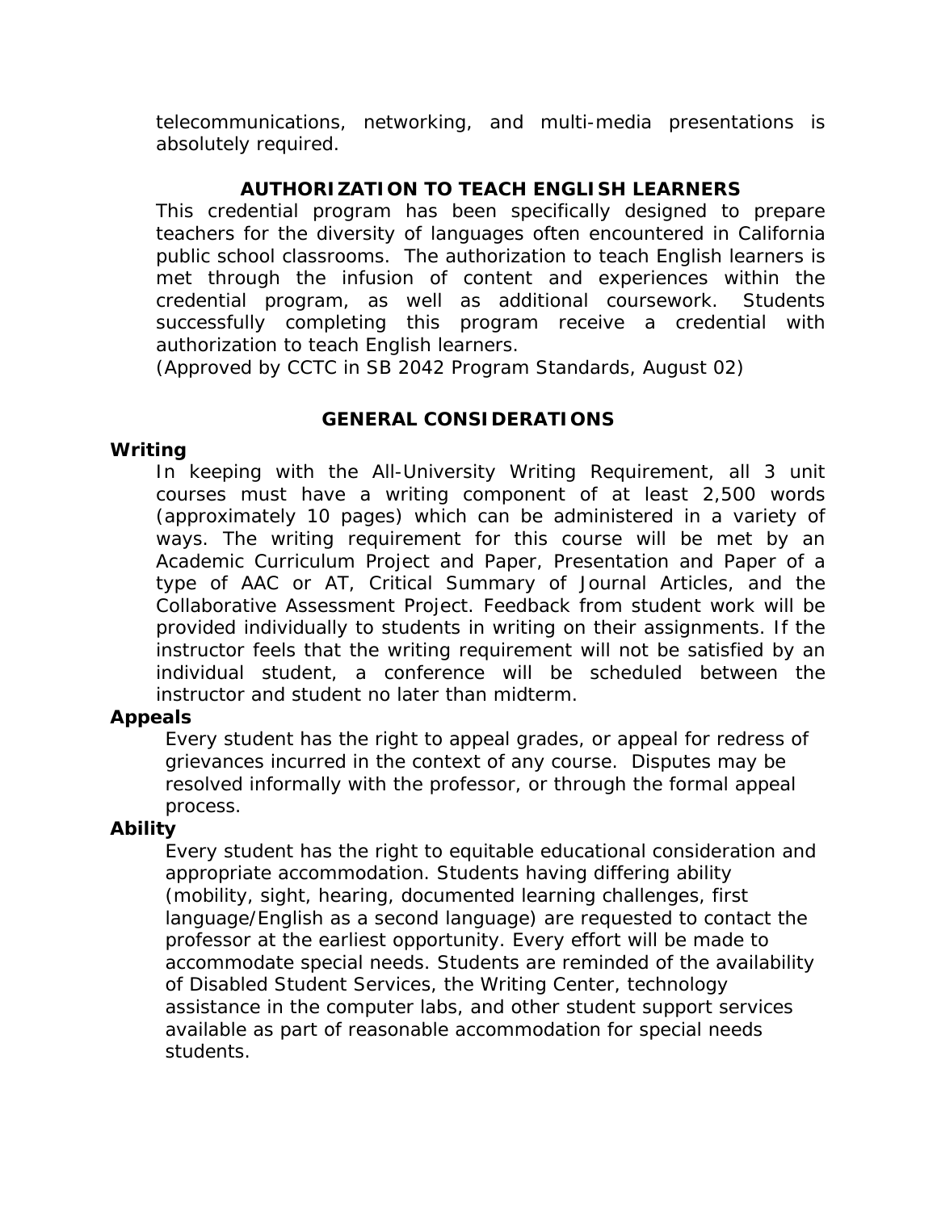telecommunications, networking, and multi-media presentations is absolutely required.

## AUTHORIZATION TO TEACH ENGLISH LEARNERS

This credential program has been specifically designed to prepare teachers for the diversity of languages often encountered in California public school classrooms. The authorization to teach English learners is met through the infusion of content and experiences within the credential program, as well as additional coursework. Students successfully completing this program receive a credential with authorization to teach English learners.
*(Approved by CCTC in SB 2042 Program Standards, August 02)*

## GENERAL CONSIDERATIONS

**Writing**

In keeping with the All-University Writing Requirement, all 3 unit courses must have a writing component of at least 2,500 words (approximately 10 pages) which can be administered in a variety of ways. The writing requirement for this course will be met by an Academic Curriculum Project and Paper, Presentation and Paper of a type of AAC or AT, Critical Summary of Journal Articles, and the Collaborative Assessment Project. Feedback from student work will be provided individually to students in writing on their assignments. If the instructor feels that the writing requirement will not be satisfied by an individual student, a conference will be scheduled between the instructor and student no later than midterm.

**Appeals**

Every student has the right to appeal grades, or appeal for redress of grievances incurred in the context of any course. Disputes may be resolved informally with the professor, or through the formal appeal process.

**Ability**

Every student has the right to equitable educational consideration and appropriate accommodation. Students having differing ability (mobility, sight, hearing, documented learning challenges, first language/English as a second language) are requested to contact the professor at the earliest opportunity. Every effort will be made to accommodate special needs. Students are reminded of the availability of Disabled Student Services, the Writing Center, technology assistance in the computer labs, and other student support services available as part of reasonable accommodation for special needs students.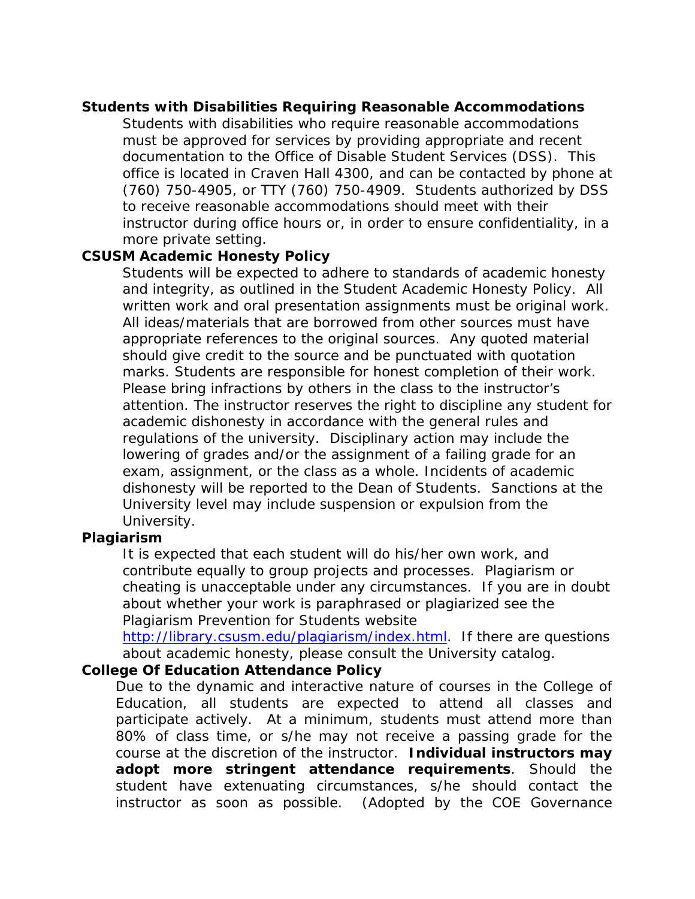**Students with Disabilities Requiring Reasonable Accommodations**

Students with disabilities who require reasonable accommodations must be approved for services by providing appropriate and recent documentation to the Office of Disable Student Services (DSS). This office is located in Craven Hall 4300, and can be contacted by phone at (760) 750-4905, or TTY (760) 750-4909. Students authorized by DSS to receive reasonable accommodations should meet with their instructor during office hours or, in order to ensure confidentiality, in a more private setting.

**CSUSM Academic Honesty Policy**

Students will be expected to adhere to standards of academic honesty and integrity, as outlined in the Student Academic Honesty Policy. All written work and oral presentation assignments must be original work. All ideas/materials that are borrowed from other sources must have appropriate references to the original sources. Any quoted material should give credit to the source and be punctuated with quotation marks. Students are responsible for honest completion of their work. Please bring infractions by others in the class to the instructor's attention. The instructor reserves the right to discipline any student for academic dishonesty in accordance with the general rules and regulations of the university. Disciplinary action may include the lowering of grades and/or the assignment of a failing grade for an exam, assignment, or the class as a whole. Incidents of academic dishonesty will be reported to the Dean of Students. Sanctions at the University level may include suspension or expulsion from the University.

**Plagiarism**

It is expected that each student will do his/her own work, and contribute equally to group projects and processes. Plagiarism or cheating is unacceptable under any circumstances. If you are in doubt about whether your work is paraphrased or plagiarized see the Plagiarism Prevention for Students website http://library.csusm.edu/plagiarism/index.html. If there are questions about academic honesty, please consult the University catalog.

**College Of Education Attendance Policy**

Due to the dynamic and interactive nature of courses in the College of Education, all students are expected to attend all classes and participate actively. At a minimum, students must attend more than 80% of class time, or s/he may not receive a passing grade for the course at the discretion of the instructor. **Individual instructors may adopt more stringent attendance requirements**. Should the student have extenuating circumstances, s/he should contact the instructor as soon as possible. (Adopted by the COE Governance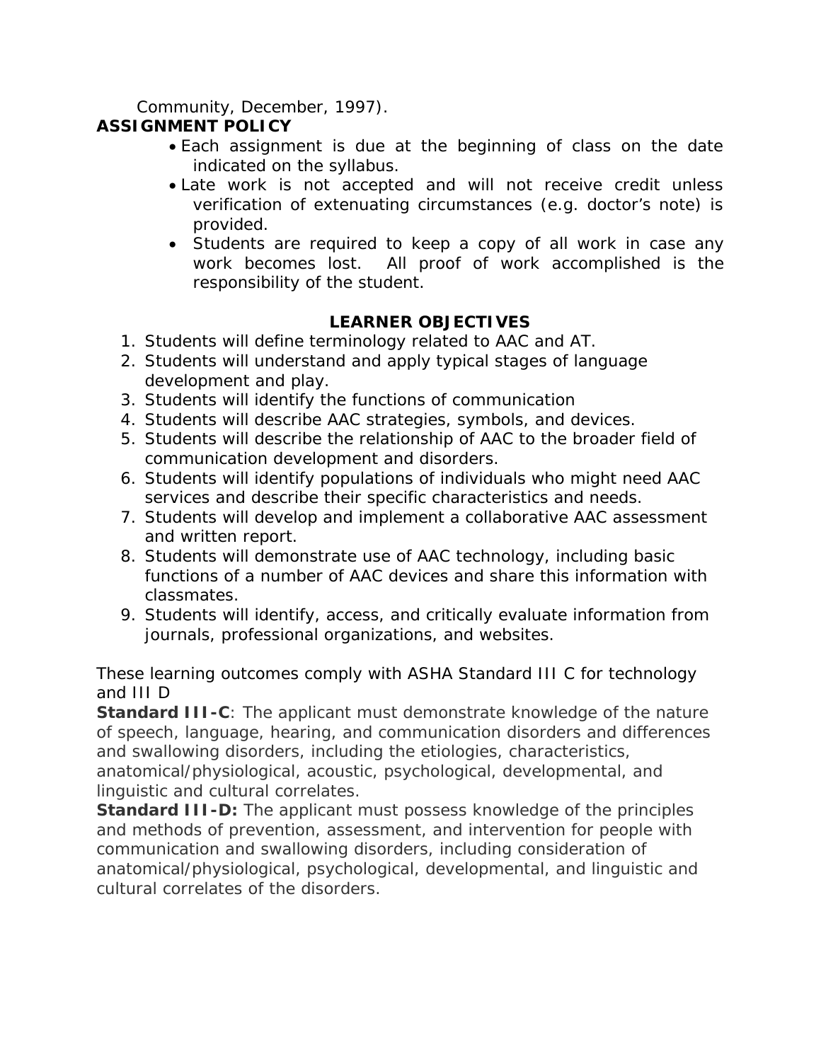Community, December, 1997).

**ASSIGNMENT POLICY**

- Each assignment is due at the beginning of class on the date indicated on the syllabus.
- Late work is not accepted and will not receive credit unless verification of extenuating circumstances (e.g. doctor's note) is provided.
- Students are required to keep a copy of all work in case any work becomes lost. All proof of work accomplished is the responsibility of the student.

## LEARNER OBJECTIVES

1. Students will define terminology related to AAC and AT.
2. Students will understand and apply typical stages of language development and play.
3. Students will identify the functions of communication
4. Students will describe AAC strategies, symbols, and devices.
5. Students will describe the relationship of AAC to the broader field of communication development and disorders.
6. Students will identify populations of individuals who might need AAC services and describe their specific characteristics and needs.
7. Students will develop and implement a collaborative AAC assessment and written report.
8. Students will demonstrate use of AAC technology, including basic functions of a number of AAC devices and share this information with classmates.
9. Students will identify, access, and critically evaluate information from journals, professional organizations, and websites.

These learning outcomes comply with ASHA Standard III C for technology and III D

**Standard III-C**: The applicant must demonstrate knowledge of the nature of speech, language, hearing, and communication disorders and differences and swallowing disorders, including the etiologies, characteristics, anatomical/physiological, acoustic, psychological, developmental, and linguistic and cultural correlates.

**Standard III-D:** The applicant must possess knowledge of the principles and methods of prevention, assessment, and intervention for people with communication and swallowing disorders, including consideration of anatomical/physiological, psychological, developmental, and linguistic and cultural correlates of the disorders.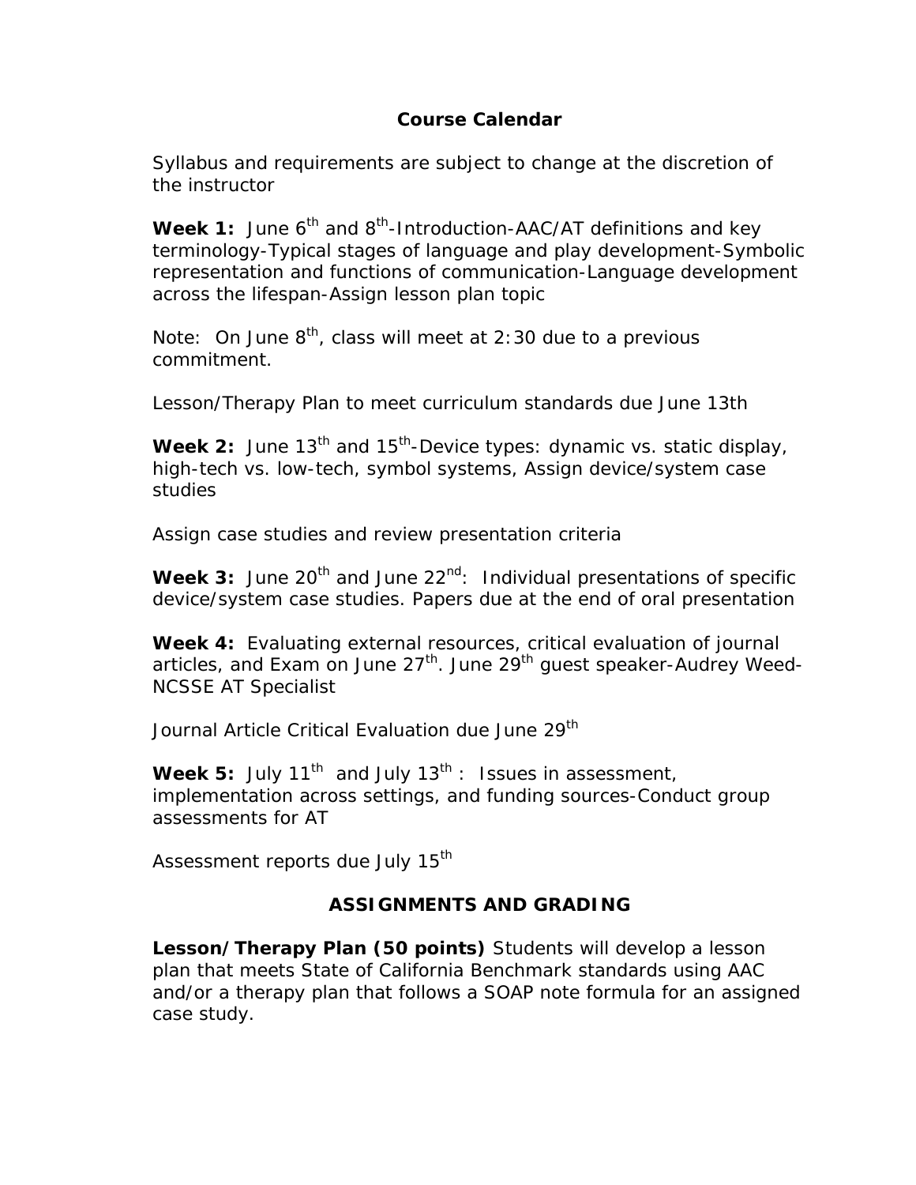## Course Calendar

Syllabus and requirements are subject to change at the discretion of the instructor

**Week 1:** June 6th and 8th-Introduction-AAC/AT definitions and key terminology-Typical stages of language and play development-Symbolic representation and functions of communication-Language development across the lifespan-Assign lesson plan topic

Note: On June 8th, class will meet at 2:30 due to a previous commitment.

Lesson/Therapy Plan to meet curriculum standards due June 13th

**Week 2:** June 13th and 15th-Device types: dynamic vs. static display, high-tech vs. low-tech, symbol systems, Assign device/system case studies

Assign case studies and review presentation criteria

**Week 3:** June 20th and June 22nd: Individual presentations of specific device/system case studies. Papers due at the end of oral presentation

**Week 4:** Evaluating external resources, critical evaluation of journal articles, and Exam on June 27th. June 29th guest speaker-Audrey Weed-NCSSE AT Specialist

Journal Article Critical Evaluation due June 29th

**Week 5:** July 11th and July 13th : Issues in assessment, implementation across settings, and funding sources-Conduct group assessments for AT

Assessment reports due July 15th

## ASSIGNMENTS AND GRADING

**Lesson/Therapy Plan (50 points)** Students will develop a lesson plan that meets State of California Benchmark standards using AAC and/or a therapy plan that follows a SOAP note formula for an assigned case study.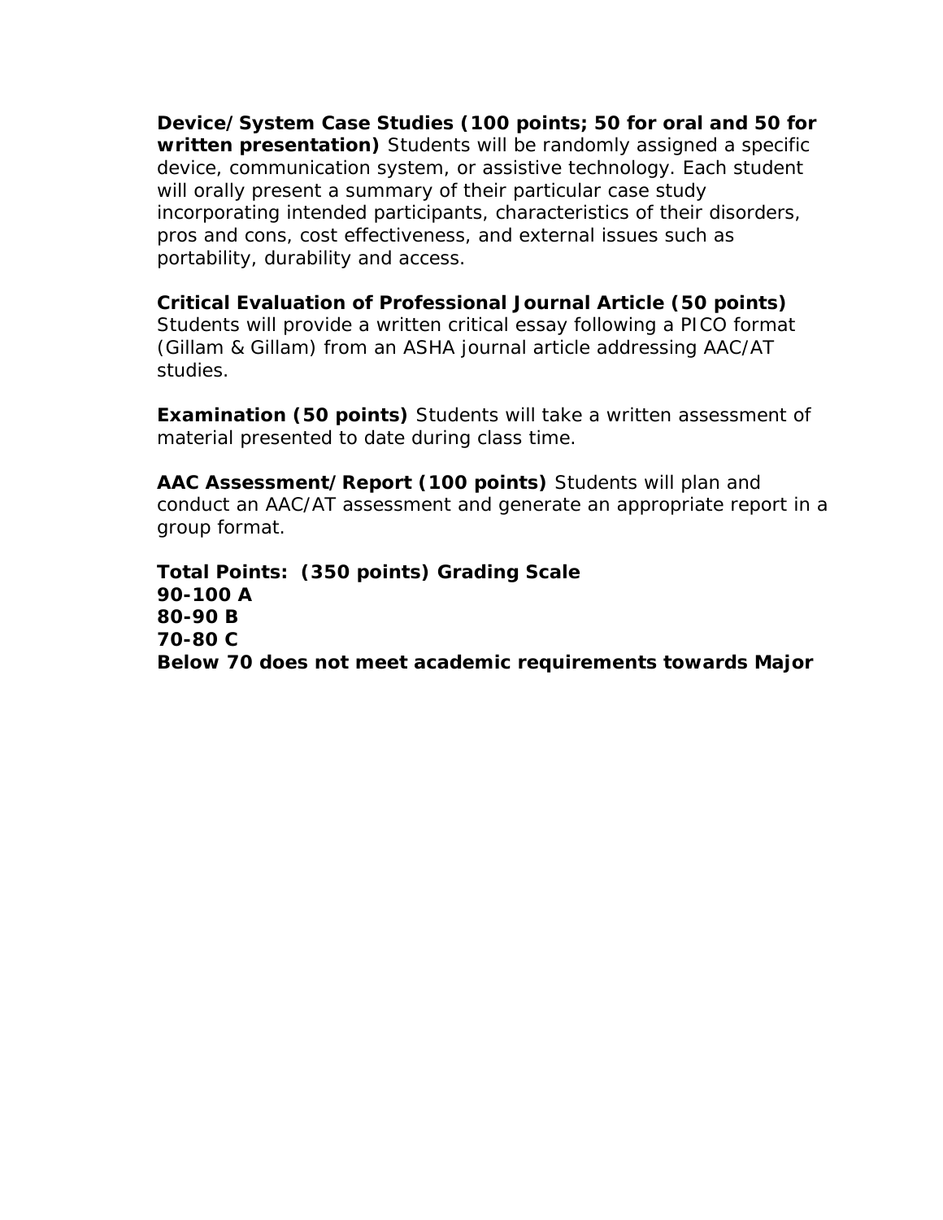**Device/System Case Studies (100 points; 50 for oral and 50 for written presentation)** Students will be randomly assigned a specific device, communication system, or assistive technology. Each student will orally present a summary of their particular case study incorporating intended participants, characteristics of their disorders, pros and cons, cost effectiveness, and external issues such as portability, durability and access.

**Critical Evaluation of Professional Journal Article (50 points)** Students will provide a written critical essay following a PICO format (Gillam & Gillam) from an ASHA journal article addressing AAC/AT studies.

**Examination (50 points)** Students will take a written assessment of material presented to date during class time.

**AAC Assessment/Report (100 points)** Students will plan and conduct an AAC/AT assessment and generate an appropriate report in a group format.

**Total Points: (350 points) Grading Scale**
**90-100 A**
**80-90 B**
**70-80 C**
**Below 70 does not meet academic requirements towards Major**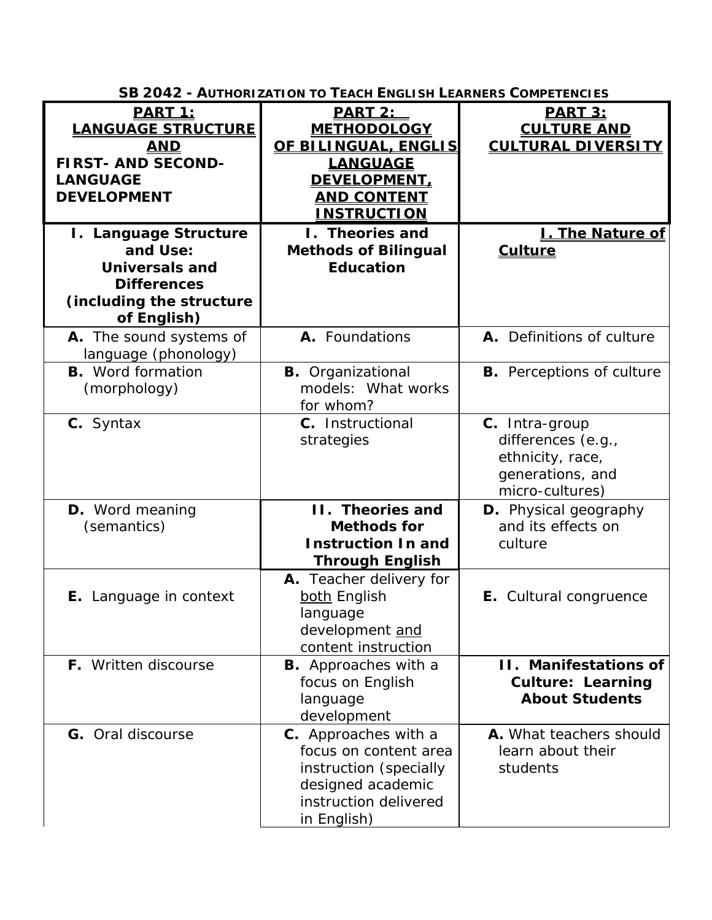**SB 2042 - AUTHORIZATION TO TEACH ENGLISH LEARNERS COMPETENCIES**

| **PART 1: LANGUAGE STRUCTURE AND FIRST- AND SECOND-LANGUAGE DEVELOPMENT** | **PART 2: METHODOLOGY OF BILINGUAL, ENGLIS LANGUAGE DEVELOPMENT, AND CONTENT INSTRUCTION** | **PART 3: CULTURE AND CULTURAL DIVERSITY** |
|---|---|---|
| **I. Language Structure and Use: Universals and Differences (including the structure of English)** | **I. Theories and Methods of Bilingual Education** | **I. The Nature of Culture** |
| **A.** The sound systems of language (phonology) | **A.** Foundations | **A.** Definitions of culture |
| **B.** Word formation (morphology) | **B.** Organizational models: What works for whom? | **B.** Perceptions of culture |
| **C.** Syntax | **C.** Instructional strategies | **C.** Intra-group differences (e.g., ethnicity, race, generations, and micro-cultures) |
| **D.** Word meaning (semantics) | **II. Theories and Methods for Instruction In and Through English** | **D.** Physical geography and its effects on culture |
| **E.** Language in context | **A.** Teacher delivery for both English language development and content instruction | **E.** Cultural congruence |
| **F.** Written discourse | **B.** Approaches with a focus on English language development | **II. Manifestations of Culture: Learning About Students** |
| **G.** Oral discourse | **C.** Approaches with a focus on content area instruction (specially designed academic instruction delivered in English) | **A.** What teachers should learn about their students |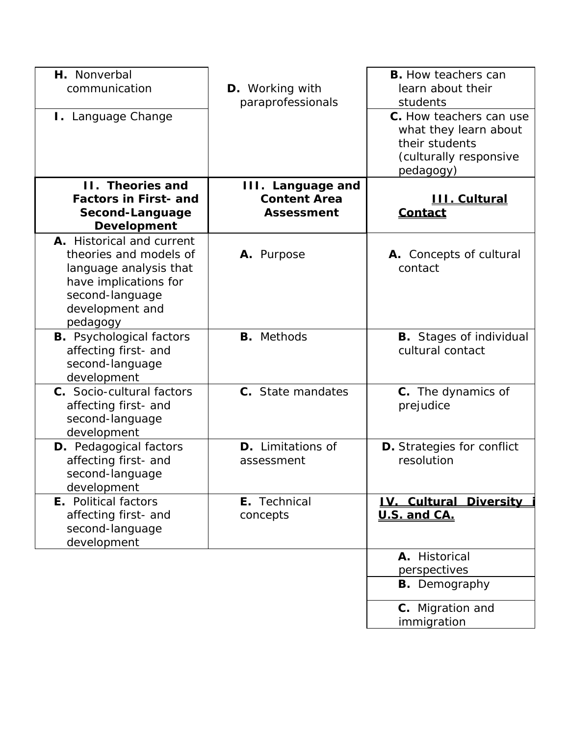| | | |
|---|---|---|
| **H.** Nonverbal communication | **D.** Working with paraprofessionals | **B.** How teachers can learn about their students |
| **I.** Language Change | | **C.** How teachers can use what they learn about their students (culturally responsive pedagogy) |
| **II. Theories and Factors in First- and Second-Language Development** | **III. Language and Content Area Assessment** | **III. Cultural Contact** |
| **A.** Historical and current theories and models of language analysis that have implications for second-language development and pedagogy | **A.** Purpose | **A.** Concepts of cultural contact |
| **B.** Psychological factors affecting first- and second-language development | **B.** Methods | **B.** Stages of individual cultural contact |
| **C.** Socio-cultural factors affecting first- and second-language development | **C.** State mandates | **C.** The dynamics of prejudice |
| **D.** Pedagogical factors affecting first- and second-language development | **D.** Limitations of assessment | **D.** Strategies for conflict resolution |
| **E.** Political factors affecting first- and second-language development | **E.** Technical concepts | **IV. Cultural Diversity i U.S. and CA.** |
| | | **A.** Historical perspectives |
| | | **B.** Demography |
| | | **C.** Migration and immigration |